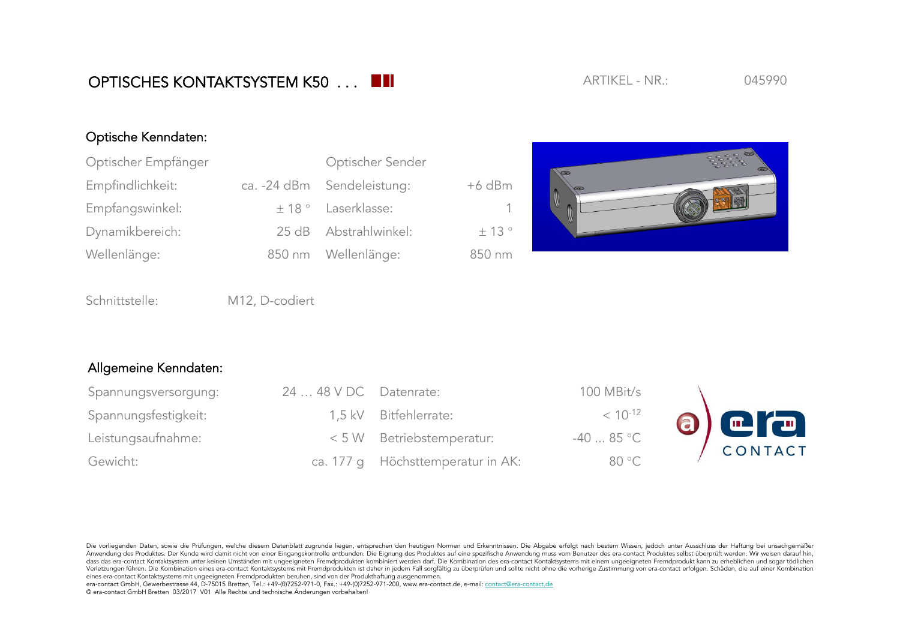# OPTISCHES KONTAKTSYSTEM K50 . . .

ARTIKEL - NR.: 045990

## Optische Kenndaten:

| Optischer Empfänger | | Optischer Sender | |
|---|---|---|---|
| Empfindlichkeit: | ca. -24 dBm | Sendeleistung: | +6 dBm |
| Empfangswinkel: | ± 18 ° | Laserklasse: | 1 |
| Dynamikbereich: | 25 dB | Abstrahlwinkel: | ± 13 ° |
| Wellenlänge: | 850 nm | Wellenlänge: | 850 nm |

Schnittstelle: M12, D-codiert

## Allgemeine Kenndaten:

| | | | |
|---|---|---|---|
| Spannungsversorgung: | 24 … 48 V DC | Datenrate: | 100 MBit/s |
| Spannungsfestigkeit: | 1,5 kV | Bitfehlerrate: | $< 10^{-12}$ |
| Leistungsaufnahme: | < 5 W | Betriebstemperatur: | -40 ... 85 °C |
| Gewicht: | ca. 177 g | Höchsttemperatur in AK: | 80 °C |

Die vorliegenden Daten, sowie die Prüfungen, welche diesem Datenblatt zugrunde liegen, entsprechen den heutigen Normen und Erkenntnissen. Die Abgabe erfolgt nach bestem Wissen, jedoch unter Ausschluss der Haftung bei unsachgemäßer Anwendung des Produktes. Der Kunde wird damit nicht von einer Eingangskontrolle entbunden. Die Eignung des Produktes auf eine spezifische Anwendung muss vom Benutzer des era-contact Produktes selbst überprüft werden. Wir weisen darauf hin, dass das era-contact Kontaktsystem unter keinen Umständen mit ungeeigneten Fremdprodukten kombiniert werden darf. Die Kombination des era-contact Kontaktsystems mit einem ungeeigneten Fremdprodukt kann zu erheblichen und sogar tödlichen Verletzungen führen. Die Kombination eines era-contact Kontaktsystems mit Fremdprodukten ist daher in jedem Fall sorgfältig zu überprüfen und sollte nicht ohne die vorherige Zustimmung von era-contact erfolgen. Schäden, die auf einer Kombination eines era-contact Kontaktsystems mit ungeeigneten Fremdprodukten beruhen, sind von der Produkthaftung ausgenommen.

era-contact GmbH, Gewerbestrasse 44, D-75015 Bretten, Tel.: +49-(0)7252-971-0, Fax.: +49-(0)7252-971-200, www.era-contact.de, e-mail: contact@era-contact.de

© era-contact GmbH Bretten 03/2017 V01 Alle Rechte und technische Änderungen vorbehalten!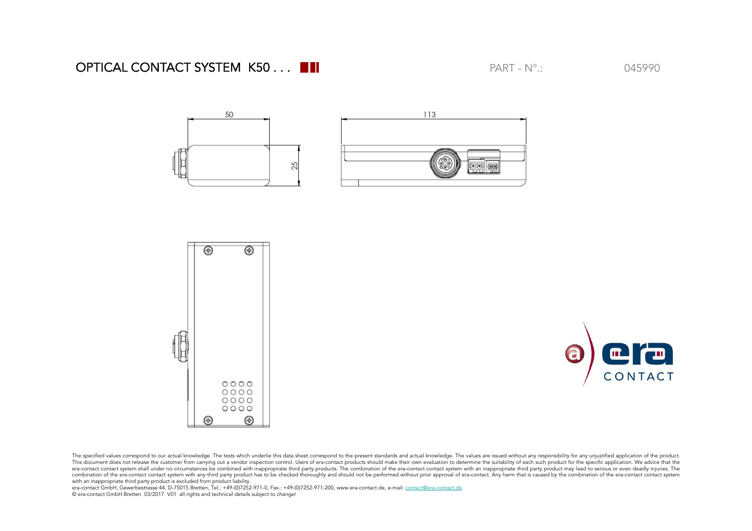# OPTICAL CONTACT SYSTEM K50 . . .

PART - N°.: 045990

50

113

25

The specified values correspond to our actual knowledge. The tests which underlie this data sheet correspond to the present standards and actual knowledge. The values are issued without any responsibility for any unjustified application of the product. This document does not release the customer from carrying out a vendor inspection control. Users of era-contact products should make their own evaluation to determine the suitability of each such product for the specific application. We advice that the era-contact contact system shall under no circumstances be combined with inappropriate third party products. The combination of the era-contact contact system with an inappropriate third party product may lead to serious or even deadly injuries. The combination of the era-contact contact system with any third party product has to be checked thoroughly and should not be performed without prior approval of era-contact. Any harm that is caused by the combination of the era-contact contact system with an inappropriate third party product is excluded from product liability.

era-contact GmbH, Gewerbestrasse 44, D-75015 Bretten, Tel.: +49-(0)7252-971-0, Fax.: +49-(0)7252-971-200, www.era-contact.de, e-mail: contact@era-contact.de

© era-contact GmbH Bretten 03/2017 V01 all rights and technical details subject to change!